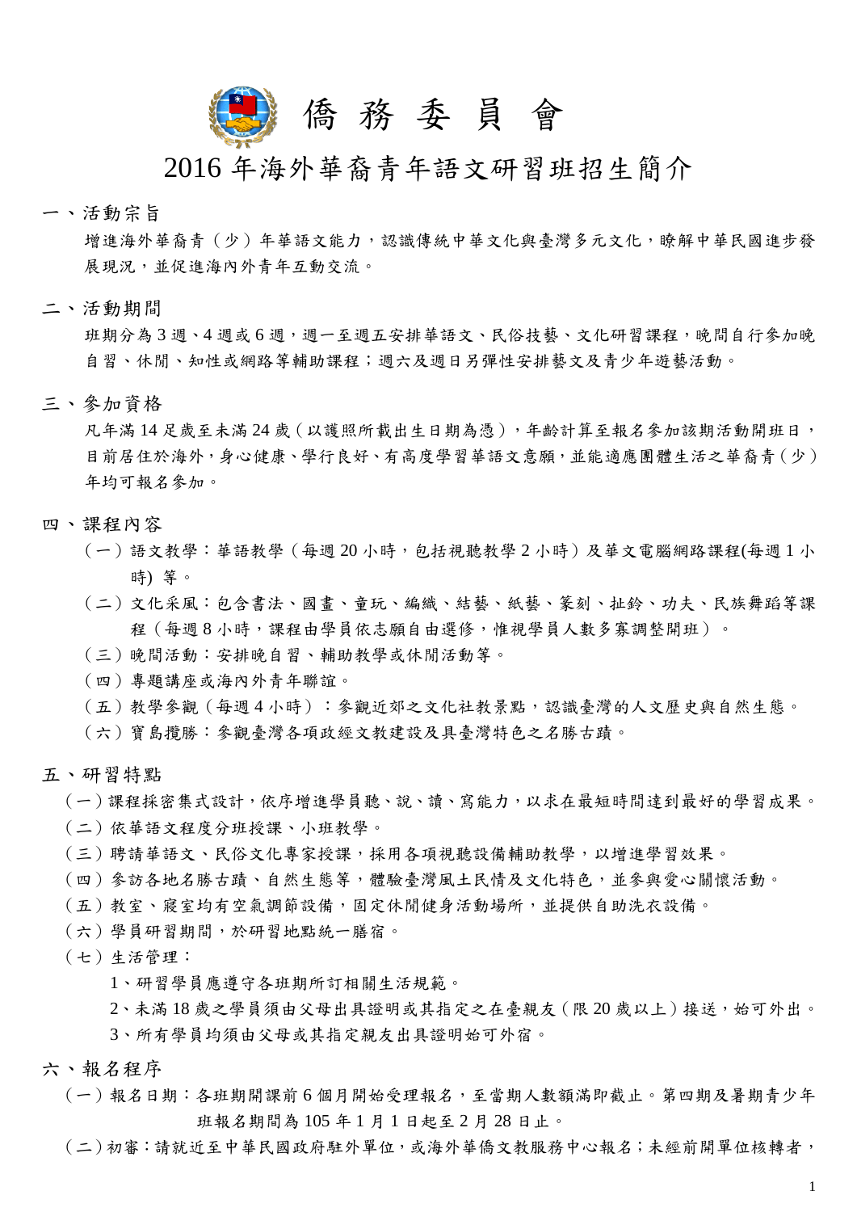# 僑 務 委 員 會

## 2016 年海外華裔青年語文研習班招生簡介

### 一、活動宗旨

增進海外華裔青（少）年華語文能力，認識傳統中華文化與臺灣多元文化，瞭解中華民國進步發展現況，並促進海內外青年互動交流。

### 二、活動期間

班期分為 3 週、4 週或 6 週，週一至週五安排華語文、民俗技藝、文化研習課程，晚間自行參加晚自習、休閒、知性或網路等輔助課程；週六及週日另彈性安排藝文及青少年遊藝活動。

### 三、參加資格

凡年滿 14 足歲至未滿 24 歲（以護照所載出生日期為憑），年齡計算至報名參加該期活動開班日，目前居住於海外，身心健康、學行良好、有高度學習華語文意願，並能適應團體生活之華裔青（少）年均可報名參加。

### 四、課程內容

（一）語文教學：華語教學（每週 20 小時，包括視聽教學 2 小時）及華文電腦網路課程(每週 1 小時) 等。

（二）文化采風：包含書法、國畫、童玩、編織、結藝、紙藝、篆刻、扯鈴、功夫、民族舞蹈等課程（每週 8 小時，課程由學員依志願自由選修，惟視學員人數多寡調整開班）。

（三）晚間活動：安排晚自習、輔助教學或休閒活動等。

（四）專題講座或海內外青年聯誼。

（五）教學參觀（每週 4 小時）：參觀近郊之文化社教景點，認識臺灣的人文歷史與自然生態。

（六）寶島攬勝：參觀臺灣各項政經文教建設及具臺灣特色之名勝古蹟。

### 五、研習特點

（一）課程採密集式設計，依序增進學員聽、說、讀、寫能力，以求在最短時間達到最好的學習成果。

（二）依華語文程度分班授課、小班教學。

（三）聘請華語文、民俗文化專家授課，採用各項視聽設備輔助教學，以增進學習效果。

（四）參訪各地名勝古蹟、自然生態等，體驗臺灣風土民情及文化特色，並參與愛心關懷活動。

（五）教室、寢室均有空氣調節設備，固定休閒健身活動場所，並提供自助洗衣設備。

（六）學員研習期間，於研習地點統一膳宿。

（七）生活管理：

1、研習學員應遵守各班期所訂相關生活規範。

2、未滿 18 歲之學員須由父母出具證明或其指定之在臺親友（限 20 歲以上）接送，始可外出。

3、所有學員均須由父母或其指定親友出具證明始可外宿。

### 六、報名程序

（一）報名日期：各班期開課前 6 個月開始受理報名，至當期人數額滿即截止。第四期及暑期青少年班報名期間為 105 年 1 月 1 日起至 2 月 28 日止。

（二）初審：請就近至中華民國政府駐外單位，或海外華僑文教服務中心報名；未經前開單位核轉者，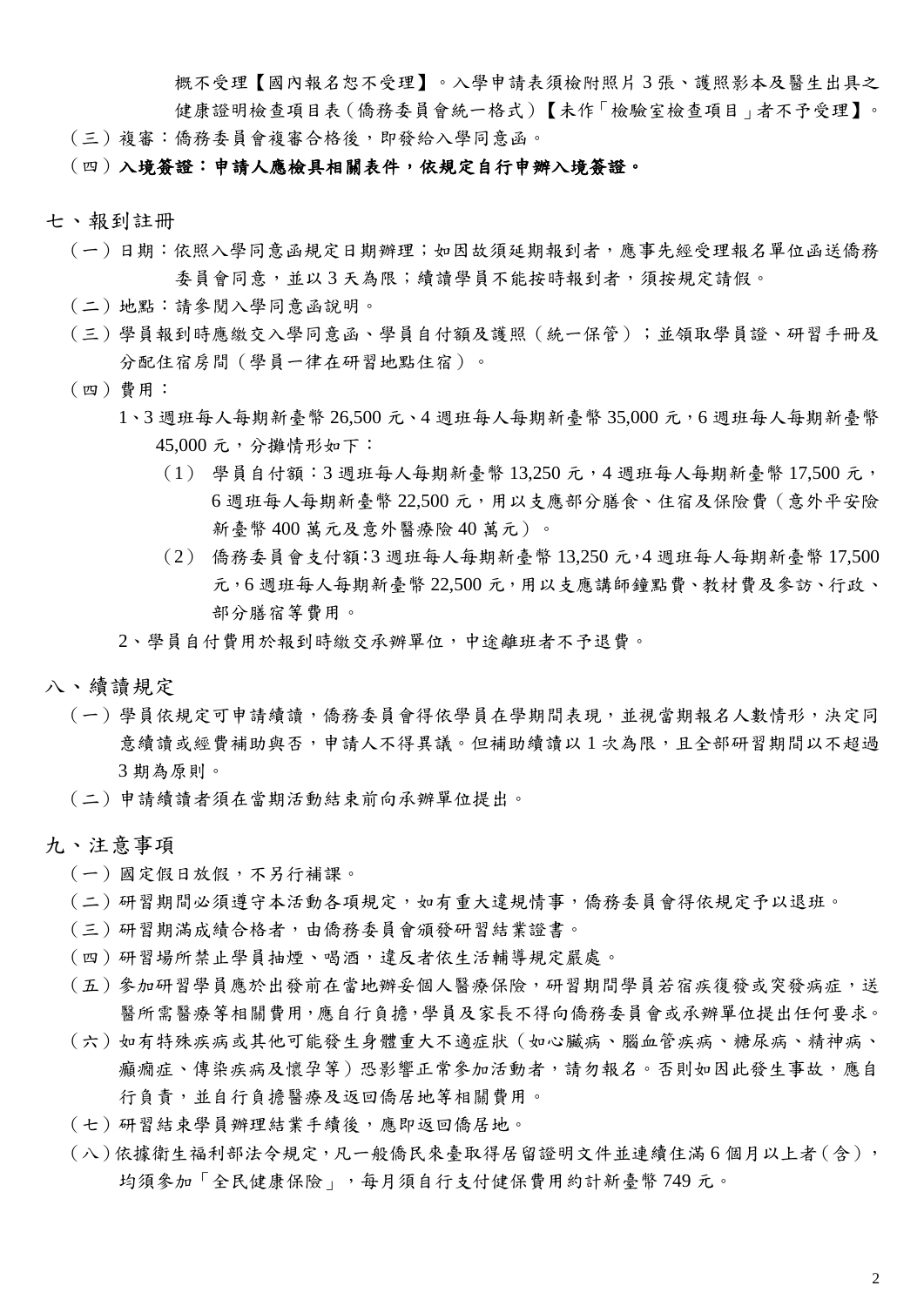概不受理【國內報名恕不受理】。入學申請表須檢附照片 3 張、護照影本及醫生出具之健康證明檢查項目表（僑務委員會統一格式）【未作「檢驗室檢查項目」者不予受理】。

（三）複審：僑務委員會複審合格後，即發給入學同意函。

（四）**入境簽證：申請人應檢具相關表件，依規定自行申辦入境簽證。**

## 七、報到註冊

（一）日期：依照入學同意函規定日期辦理；如因故須延期報到者，應事先經受理報名單位函送僑務委員會同意，並以 3 天為限；續讀學員不能按時報到者，須按規定請假。

（二）地點：請參閱入學同意函說明。

（三）學員報到時應繳交入學同意函、學員自付額及護照（統一保管）；並領取學員證、研習手冊及分配住宿房間（學員一律在研習地點住宿）。

（四）費用：

1、3 週班每人每期新臺幣 26,500 元、4 週班每人每期新臺幣 35,000 元，6 週班每人每期新臺幣 45,000 元，分攤情形如下：

（1）學員自付額：3 週班每人每期新臺幣 13,250 元，4 週班每人每期新臺幣 17,500 元，6 週班每人每期新臺幣 22,500 元，用以支應部分膳食、住宿及保險費（意外平安險新臺幣 400 萬元及意外醫療險 40 萬元）。

（2）僑務委員會支付額:3 週班每人每期新臺幣 13,250 元,4 週班每人每期新臺幣 17,500 元,6 週班每人每期新臺幣 22,500 元,用以支應講師鐘點費、教材費及參訪、行政、部分膳宿等費用。

2、學員自付費用於報到時繳交承辦單位，中途離班者不予退費。

## 八、續讀規定

（一）學員依規定可申請續讀，僑務委員會得依學員在學期間表現，並視當期報名人數情形，決定同意續讀或經費補助與否，申請人不得異議。但補助續讀以 1 次為限，且全部研習期間以不超過 3 期為原則。

（二）申請續讀者須在當期活動結束前向承辦單位提出。

## 九、注意事項

（一）國定假日放假，不另行補課。

（二）研習期間必須遵守本活動各項規定，如有重大違規情事，僑務委員會得依規定予以退班。

（三）研習期滿成績合格者，由僑務委員會頒發研習結業證書。

（四）研習場所禁止學員抽煙、喝酒，違反者依生活輔導規定嚴處。

（五）參加研習學員應於出發前在當地辦妥個人醫療保險，研習期間學員若宿疾復發或突發病症，送醫所需醫療等相關費用,應自行負擔,學員及家長不得向僑務委員會或承辦單位提出任何要求。

（六）如有特殊疾病或其他可能發生身體重大不適症狀（如心臟病、腦血管疾病、糖尿病、精神病、癲癇症、傳染疾病及懷孕等）恐影響正常參加活動者，請勿報名。否則如因此發生事故，應自行負責，並自行負擔醫療及返回僑居地等相關費用。

（七）研習結束學員辦理結業手續後，應即返回僑居地。

（八）依據衛生福利部法令規定，凡一般僑民來臺取得居留證明文件並連續住滿 6 個月以上者（含），均須參加「全民健康保險」，每月須自行支付健保費用約計新臺幣 749 元。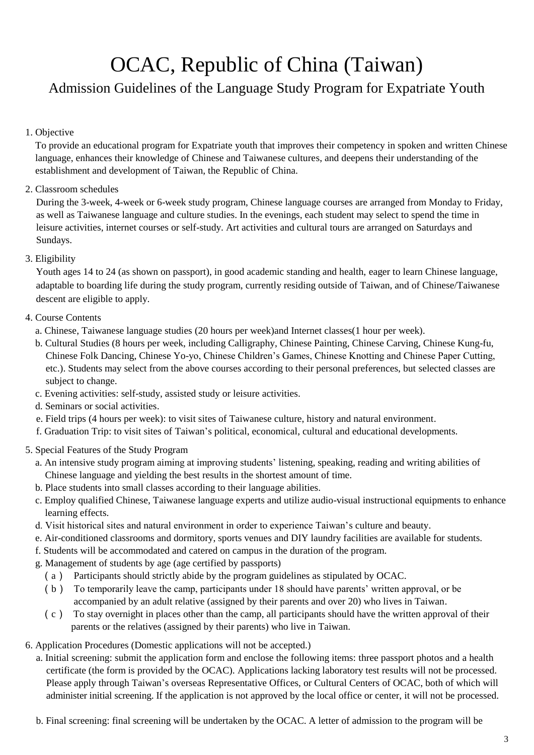# OCAC, Republic of China (Taiwan)

## Admission Guidelines of the Language Study Program for Expatriate Youth

1. Objective

   To provide an educational program for Expatriate youth that improves their competency in spoken and written Chinese language, enhances their knowledge of Chinese and Taiwanese cultures, and deepens their understanding of the establishment and development of Taiwan, the Republic of China.

2. Classroom schedules

   During the 3-week, 4-week or 6-week study program, Chinese language courses are arranged from Monday to Friday, as well as Taiwanese language and culture studies. In the evenings, each student may select to spend the time in leisure activities, internet courses or self-study. Art activities and cultural tours are arranged on Saturdays and Sundays.

3. Eligibility

   Youth ages 14 to 24 (as shown on passport), in good academic standing and health, eager to learn Chinese language, adaptable to boarding life during the study program, currently residing outside of Taiwan, and of Chinese/Taiwanese descent are eligible to apply.

4. Course Contents

   a. Chinese, Taiwanese language studies (20 hours per week)and Internet classes(1 hour per week).

   b. Cultural Studies (8 hours per week, including Calligraphy, Chinese Painting, Chinese Carving, Chinese Kung-fu, Chinese Folk Dancing, Chinese Yo-yo, Chinese Children's Games, Chinese Knotting and Chinese Paper Cutting, etc.). Students may select from the above courses according to their personal preferences, but selected classes are subject to change.

   c. Evening activities: self-study, assisted study or leisure activities.

   d. Seminars or social activities.

   e. Field trips (4 hours per week): to visit sites of Taiwanese culture, history and natural environment.

   f. Graduation Trip: to visit sites of Taiwan's political, economical, cultural and educational developments.

5. Special Features of the Study Program

   a. An intensive study program aiming at improving students' listening, speaking, reading and writing abilities of Chinese language and yielding the best results in the shortest amount of time.

   b. Place students into small classes according to their language abilities.

   c. Employ qualified Chinese, Taiwanese language experts and utilize audio-visual instructional equipments to enhance learning effects.

   d. Visit historical sites and natural environment in order to experience Taiwan's culture and beauty.

   e. Air-conditioned classrooms and dormitory, sports venues and DIY laundry facilities are available for students.

   f. Students will be accommodated and catered on campus in the duration of the program.

   g. Management of students by age (age certified by passports)

      (a) Participants should strictly abide by the program guidelines as stipulated by OCAC.

      (b) To temporarily leave the camp, participants under 18 should have parents' written approval, or be accompanied by an adult relative (assigned by their parents and over 20) who lives in Taiwan.

      (c) To stay overnight in places other than the camp, all participants should have the written approval of their parents or the relatives (assigned by their parents) who live in Taiwan.

6. Application Procedures (Domestic applications will not be accepted.)

   a. Initial screening: submit the application form and enclose the following items: three passport photos and a health certificate (the form is provided by the OCAC). Applications lacking laboratory test results will not be processed. Please apply through Taiwan's overseas Representative Offices, or Cultural Centers of OCAC, both of which will administer initial screening. If the application is not approved by the local office or center, it will not be processed.

   b. Final screening: final screening will be undertaken by the OCAC. A letter of admission to the program will be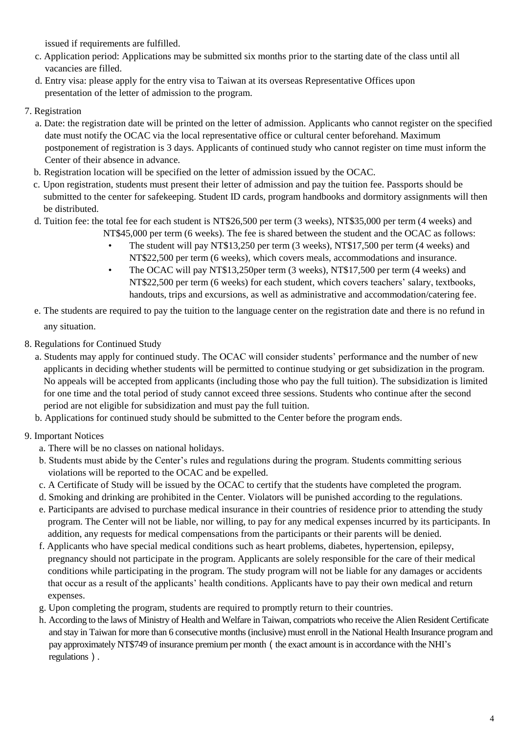issued if requirements are fulfilled.

c. Application period: Applications may be submitted six months prior to the starting date of the class until all vacancies are filled.

d. Entry visa: please apply for the entry visa to Taiwan at its overseas Representative Offices upon presentation of the letter of admission to the program.

7. Registration

a. Date: the registration date will be printed on the letter of admission. Applicants who cannot register on the specified date must notify the OCAC via the local representative office or cultural center beforehand. Maximum postponement of registration is 3 days. Applicants of continued study who cannot register on time must inform the Center of their absence in advance.

b. Registration location will be specified on the letter of admission issued by the OCAC.

c. Upon registration, students must present their letter of admission and pay the tuition fee. Passports should be submitted to the center for safekeeping. Student ID cards, program handbooks and dormitory assignments will then be distributed.

d. Tuition fee: the total fee for each student is NT$26,500 per term (3 weeks), NT$35,000 per term (4 weeks) and NT$45,000 per term (6 weeks). The fee is shared between the student and the OCAC as follows:

- The student will pay NT$13,250 per term (3 weeks), NT$17,500 per term (4 weeks) and NT$22,500 per term (6 weeks), which covers meals, accommodations and insurance.
- The OCAC will pay NT$13,250per term (3 weeks), NT$17,500 per term (4 weeks) and NT$22,500 per term (6 weeks) for each student, which covers teachers' salary, textbooks, handouts, trips and excursions, as well as administrative and accommodation/catering fee.

e. The students are required to pay the tuition to the language center on the registration date and there is no refund in any situation.

8. Regulations for Continued Study

a. Students may apply for continued study. The OCAC will consider students' performance and the number of new applicants in deciding whether students will be permitted to continue studying or get subsidization in the program. No appeals will be accepted from applicants (including those who pay the full tuition). The subsidization is limited for one time and the total period of study cannot exceed three sessions. Students who continue after the second period are not eligible for subsidization and must pay the full tuition.

b. Applications for continued study should be submitted to the Center before the program ends.

9. Important Notices

a. There will be no classes on national holidays.

b. Students must abide by the Center's rules and regulations during the program. Students committing serious violations will be reported to the OCAC and be expelled.

c. A Certificate of Study will be issued by the OCAC to certify that the students have completed the program.

d. Smoking and drinking are prohibited in the Center. Violators will be punished according to the regulations.

e. Participants are advised to purchase medical insurance in their countries of residence prior to attending the study program. The Center will not be liable, nor willing, to pay for any medical expenses incurred by its participants. In addition, any requests for medical compensations from the participants or their parents will be denied.

f. Applicants who have special medical conditions such as heart problems, diabetes, hypertension, epilepsy, pregnancy should not participate in the program. Applicants are solely responsible for the care of their medical conditions while participating in the program. The study program will not be liable for any damages or accidents that occur as a result of the applicants' health conditions. Applicants have to pay their own medical and return expenses.

g. Upon completing the program, students are required to promptly return to their countries.

h. According to the laws of Ministry of Health and Welfare in Taiwan, compatriots who receive the Alien Resident Certificate and stay in Taiwan for more than 6 consecutive months (inclusive) must enroll in the National Health Insurance program and pay approximately NT$749 of insurance premium per month（the exact amount is in accordance with the NHI's regulations）.